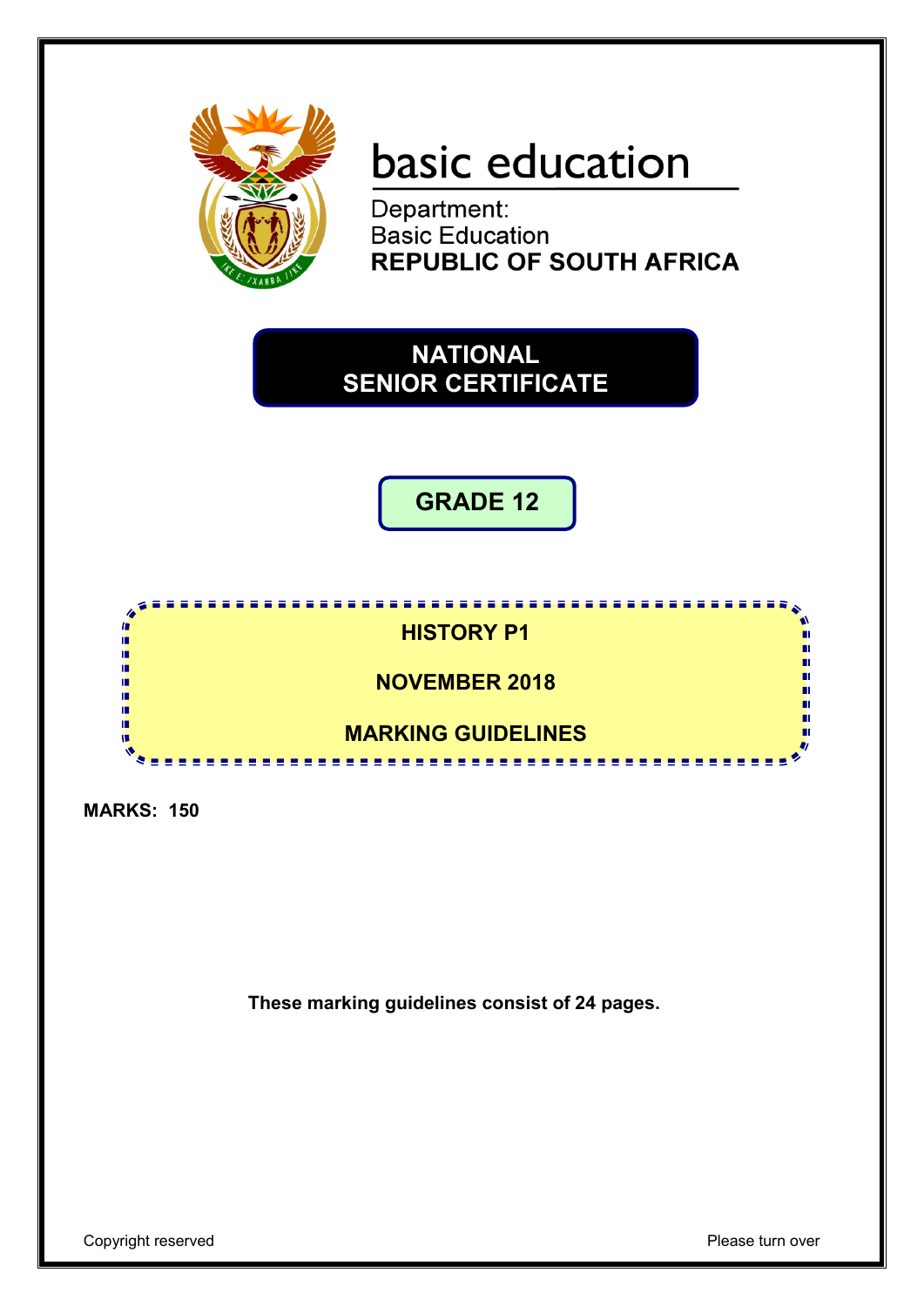basic education

Department:
Basic Education
**REPUBLIC OF SOUTH AFRICA**

# NATIONAL SENIOR CERTIFICATE

## GRADE 12

## HISTORY P1

## NOVEMBER 2018

## MARKING GUIDELINES

**MARKS: 150**

**These marking guidelines consist of 24 pages.**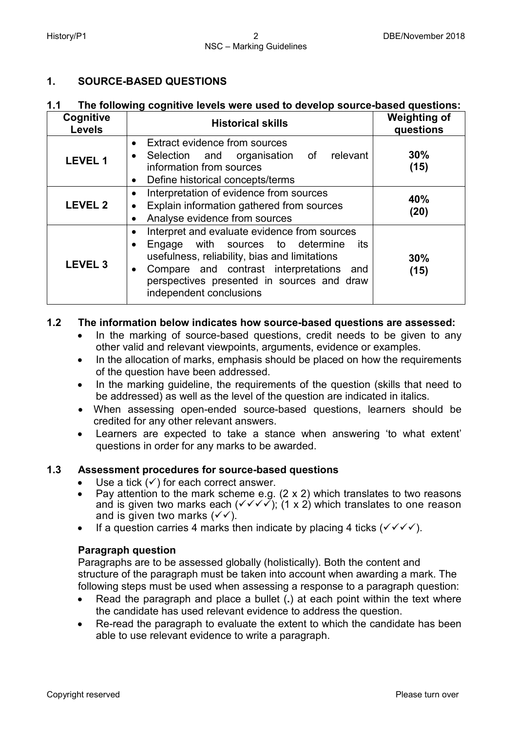## 1. SOURCE-BASED QUESTIONS

### 1.1 The following cognitive levels were used to develop source-based questions:

| Cognitive Levels | Historical skills | Weighting of questions |
|---|---|---|
| **LEVEL 1** | • Extract evidence from sources<br>• Selection and organisation of relevant information from sources<br>• Define historical concepts/terms | **30%**<br>**(15)** |
| **LEVEL 2** | • Interpretation of evidence from sources<br>• Explain information gathered from sources<br>• Analyse evidence from sources | **40%**<br>**(20)** |
| **LEVEL 3** | • Interpret and evaluate evidence from sources<br>• Engage with sources to determine its usefulness, reliability, bias and limitations<br>• Compare and contrast interpretations and perspectives presented in sources and draw independent conclusions | **30%**<br>**(15)** |

### 1.2 The information below indicates how source-based questions are assessed:

- In the marking of source-based questions, credit needs to be given to any other valid and relevant viewpoints, arguments, evidence or examples.
- In the allocation of marks, emphasis should be placed on how the requirements of the question have been addressed.
- In the marking guideline, the requirements of the question (skills that need to be addressed) as well as the level of the question are indicated in italics.
- When assessing open-ended source-based questions, learners should be credited for any other relevant answers.
- Learners are expected to take a stance when answering 'to what extent' questions in order for any marks to be awarded.

### 1.3 Assessment procedures for source-based questions

- Use a tick (✓) for each correct answer.
- Pay attention to the mark scheme e.g. (2 x 2) which translates to two reasons and is given two marks each (✓✓✓✓); (1 x 2) which translates to one reason and is given two marks (✓✓).
- If a question carries 4 marks then indicate by placing 4 ticks (✓✓✓✓).

**Paragraph question**

Paragraphs are to be assessed globally (holistically). Both the content and structure of the paragraph must be taken into account when awarding a mark. The following steps must be used when assessing a response to a paragraph question:

- Read the paragraph and place a bullet (**.**) at each point within the text where the candidate has used relevant evidence to address the question.
- Re-read the paragraph to evaluate the extent to which the candidate has been able to use relevant evidence to write a paragraph.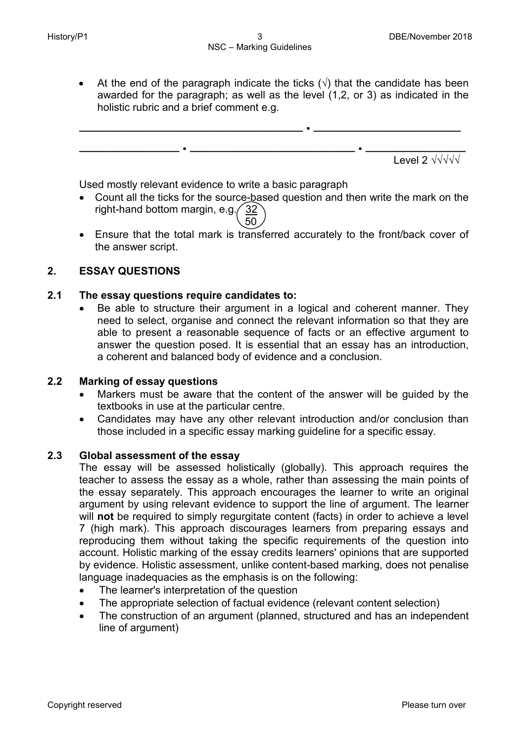- At the end of the paragraph indicate the ticks (√) that the candidate has been awarded for the paragraph; as well as the level (1,2, or 3) as indicated in the holistic rubric and a brief comment e.g.

\_\_\_\_\_\_\_\_\_\_\_\_\_\_\_\_\_\_\_\_\_\_\_\_\_\_\_\_\_\_\_\_\_ . \_\_\_\_\_\_\_\_\_\_\_\_\_\_\_\_\_\_\_\_\_\_

\_\_\_\_\_\_\_\_\_\_\_\_\_\_\_ . \_\_\_\_\_\_\_\_\_\_\_\_\_\_\_\_\_\_\_\_\_\_\_\_ . \_\_\_\_\_\_\_\_\_\_\_\_\_\_\_

Level 2 √√√√√

Used mostly relevant evidence to write a basic paragraph

- Count all the ticks for the source-based question and then write the mark on the right-hand bottom margin, e.g. 32/50
- Ensure that the total mark is transferred accurately to the front/back cover of the answer script.

## 2. ESSAY QUESTIONS

### 2.1 The essay questions require candidates to:

- Be able to structure their argument in a logical and coherent manner. They need to select, organise and connect the relevant information so that they are able to present a reasonable sequence of facts or an effective argument to answer the question posed. It is essential that an essay has an introduction, a coherent and balanced body of evidence and a conclusion.

### 2.2 Marking of essay questions

- Markers must be aware that the content of the answer will be guided by the textbooks in use at the particular centre.
- Candidates may have any other relevant introduction and/or conclusion than those included in a specific essay marking guideline for a specific essay.

### 2.3 Global assessment of the essay

The essay will be assessed holistically (globally). This approach requires the teacher to assess the essay as a whole, rather than assessing the main points of the essay separately. This approach encourages the learner to write an original argument by using relevant evidence to support the line of argument. The learner will **not** be required to simply regurgitate content (facts) in order to achieve a level 7 (high mark). This approach discourages learners from preparing essays and reproducing them without taking the specific requirements of the question into account. Holistic marking of the essay credits learners' opinions that are supported by evidence. Holistic assessment, unlike content-based marking, does not penalise language inadequacies as the emphasis is on the following:

- The learner's interpretation of the question
- The appropriate selection of factual evidence (relevant content selection)
- The construction of an argument (planned, structured and has an independent line of argument)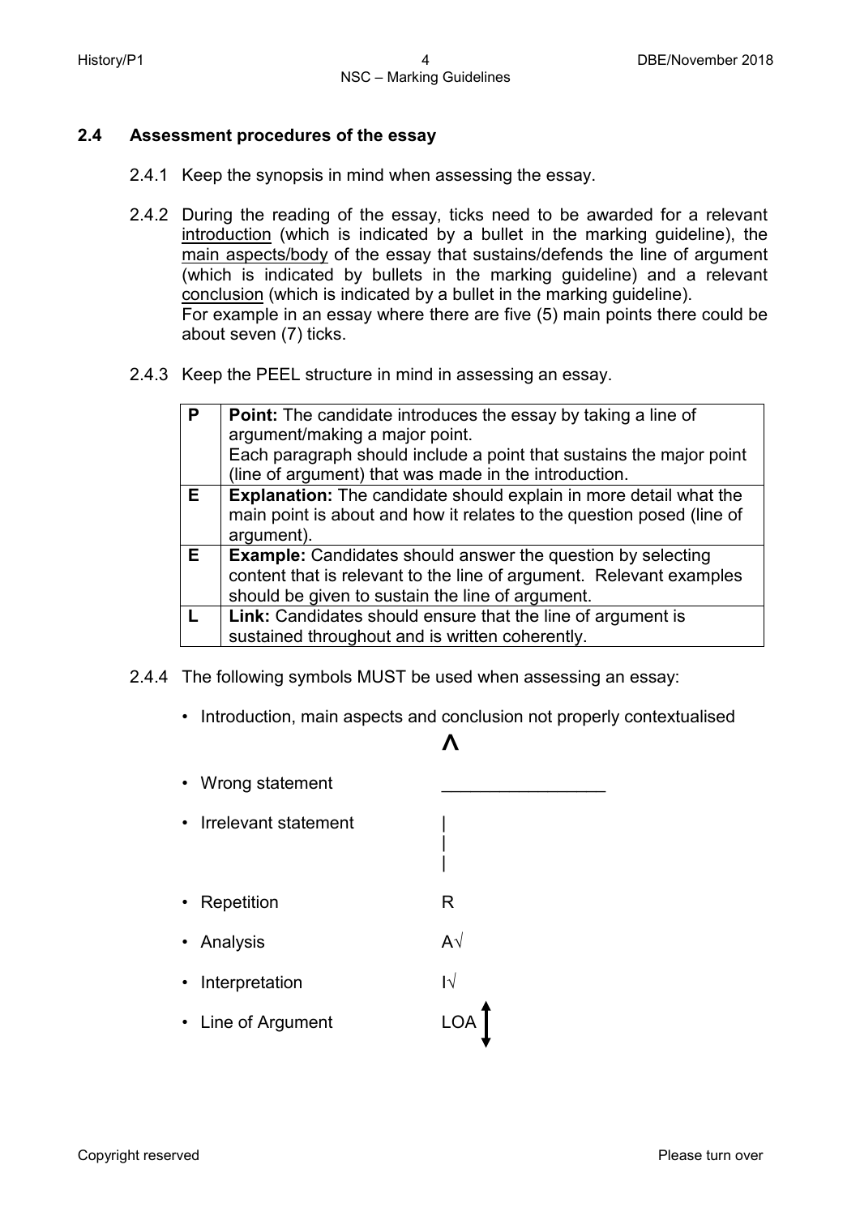### 2.4 Assessment procedures of the essay

2.4.1 Keep the synopsis in mind when assessing the essay.

2.4.2 During the reading of the essay, ticks need to be awarded for a relevant <u>introduction</u> (which is indicated by a bullet in the marking guideline), the <u>main aspects/body</u> of the essay that sustains/defends the line of argument (which is indicated by bullets in the marking guideline) and a relevant <u>conclusion</u> (which is indicated by a bullet in the marking guideline).
For example in an essay where there are five (5) main points there could be about seven (7) ticks.

2.4.3 Keep the PEEL structure in mind in assessing an essay.

| | |
|---|---|
| **P** | **Point:** The candidate introduces the essay by taking a line of argument/making a major point. Each paragraph should include a point that sustains the major point (line of argument) that was made in the introduction. |
| **E** | **Explanation:** The candidate should explain in more detail what the main point is about and how it relates to the question posed (line of argument). |
| **E** | **Example:** Candidates should answer the question by selecting content that is relevant to the line of argument. Relevant examples should be given to sustain the line of argument. |
| **L** | **Link:** Candidates should ensure that the line of argument is sustained throughout and is written coherently. |

2.4.4 The following symbols MUST be used when assessing an essay:

- Introduction, main aspects and conclusion not properly contextualised **Λ**
- Wrong statement ________________
- Irrelevant statement |||
- Repetition R
- Analysis A√
- Interpretation I√
- Line of Argument LOA ↕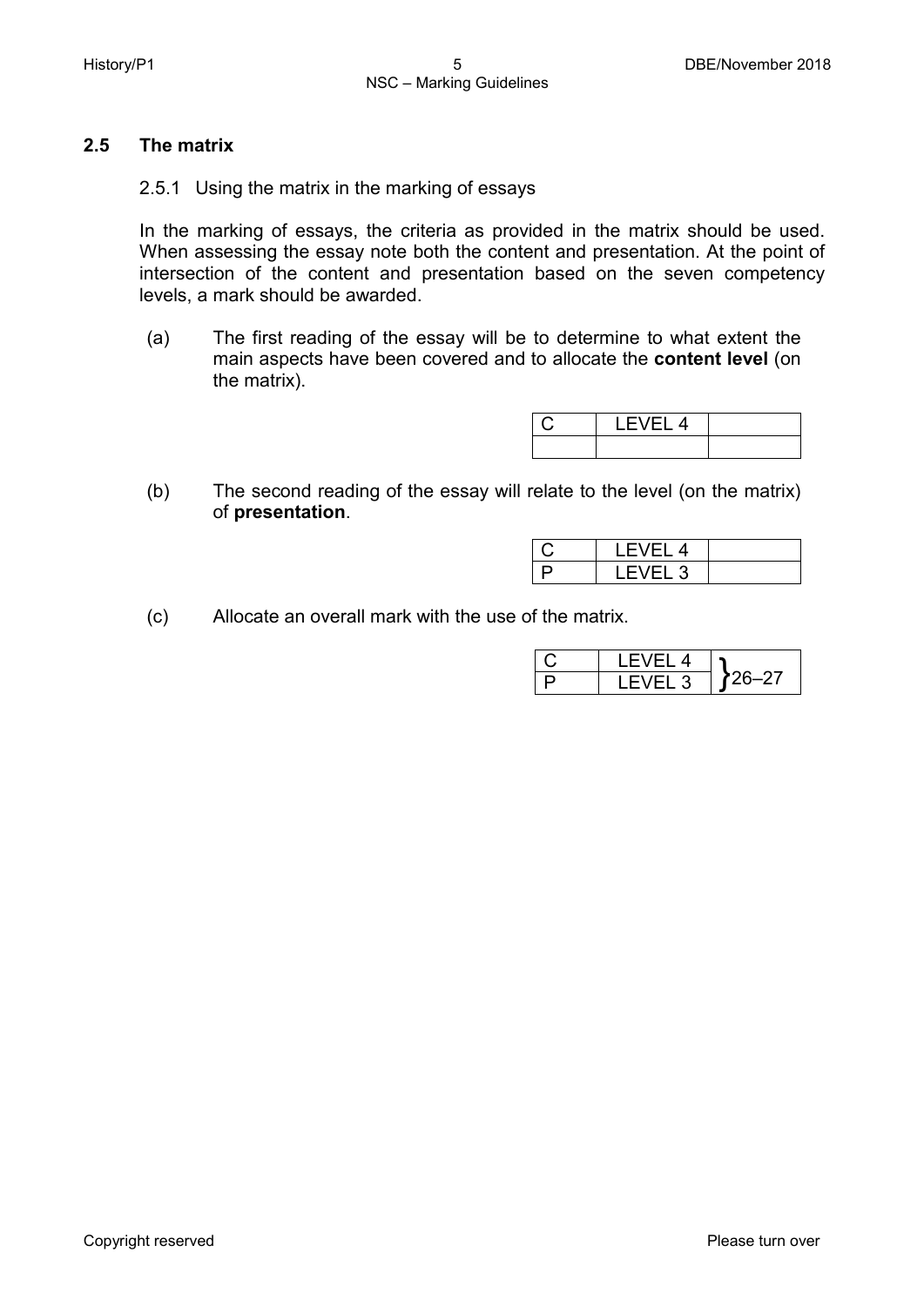### 2.5 The matrix

2.5.1 Using the matrix in the marking of essays

In the marking of essays, the criteria as provided in the matrix should be used. When assessing the essay note both the content and presentation. At the point of intersection of the content and presentation based on the seven competency levels, a mark should be awarded.

(a) The first reading of the essay will be to determine to what extent the main aspects have been covered and to allocate the **content level** (on the matrix).

| C | LEVEL 4 | |
|---|---|---|
| | | |

(b) The second reading of the essay will relate to the level (on the matrix) of **presentation**.

| C | LEVEL 4 | |
|---|---|---|
| P | LEVEL 3 | |

(c) Allocate an overall mark with the use of the matrix.

| C | LEVEL 4 | 26–27 |
|---|---|---|
| P | LEVEL 3 | |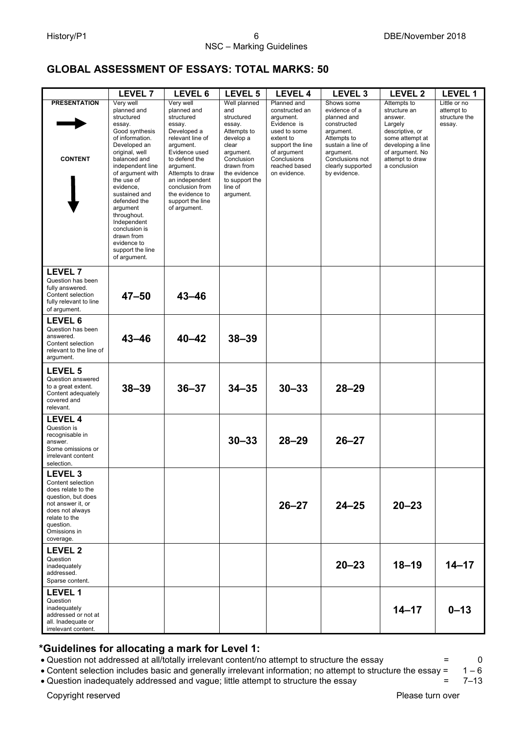## GLOBAL ASSESSMENT OF ESSAYS: TOTAL MARKS: 50

| PRESENTATION → / CONTENT ↓ | LEVEL 7 | LEVEL 6 | LEVEL 5 | LEVEL 4 | LEVEL 3 | LEVEL 2 | LEVEL 1 |
|---|---|---|---|---|---|---|---|
| | Very well planned and structured essay. Good synthesis of information. Developed an original, well balanced and independent line of argument with the use of evidence, sustained and defended the argument throughout. Independent conclusion is drawn from evidence to support the line of argument. | Very well planned and structured essay. Developed a relevant line of argument. Evidence used to defend the argument. Attempts to draw an independent conclusion from the evidence to support the line of argument. | Well planned and structured essay. Attempts to develop a clear argument. Conclusion drawn from the evidence to support the line of argument. | Planned and constructed an argument. Evidence is used to some extent to support the line of argument Conclusions reached based on evidence. | Shows some evidence of a planned and constructed argument. Attempts to sustain a line of argument. Conclusions not clearly supported by evidence. | Attempts to structure an answer. Largely descriptive, or some attempt at developing a line of argument. No attempt to draw a conclusion | Little or no attempt to structure the essay. |
| **LEVEL 7** Question has been fully answered. Content selection fully relevant to line of argument. | 47–50 | 43–46 | | | | | |
| **LEVEL 6** Question has been answered. Content selection relevant to the line of argument. | 43–46 | 40–42 | 38–39 | | | | |
| **LEVEL 5** Question answered to a great extent. Content adequately covered and relevant. | 38–39 | 36–37 | 34–35 | 30–33 | 28–29 | | |
| **LEVEL 4** Question is recognisable in answer. Some omissions or irrelevant content selection. | | | 30–33 | 28–29 | 26–27 | | |
| **LEVEL 3** Content selection does relate to the question, but does not answer it, or does not always relate to the question. Omissions in coverage. | | | | 26–27 | 24–25 | 20–23 | |
| **LEVEL 2** Question inadequately addressed. Sparse content. | | | | | 20–23 | 18–19 | 14–17 |
| **LEVEL 1** Question inadequately addressed or not at all. Inadequate or irrelevant content. | | | | | | 14–17 | 0–13 |

### *Guidelines for allocating a mark for Level 1:

- Question not addressed at all/totally irrelevant content/no attempt to structure the essay = 0
- Content selection includes basic and generally irrelevant information; no attempt to structure the essay = 1 – 6
- Question inadequately addressed and vague; little attempt to structure the essay = 7–13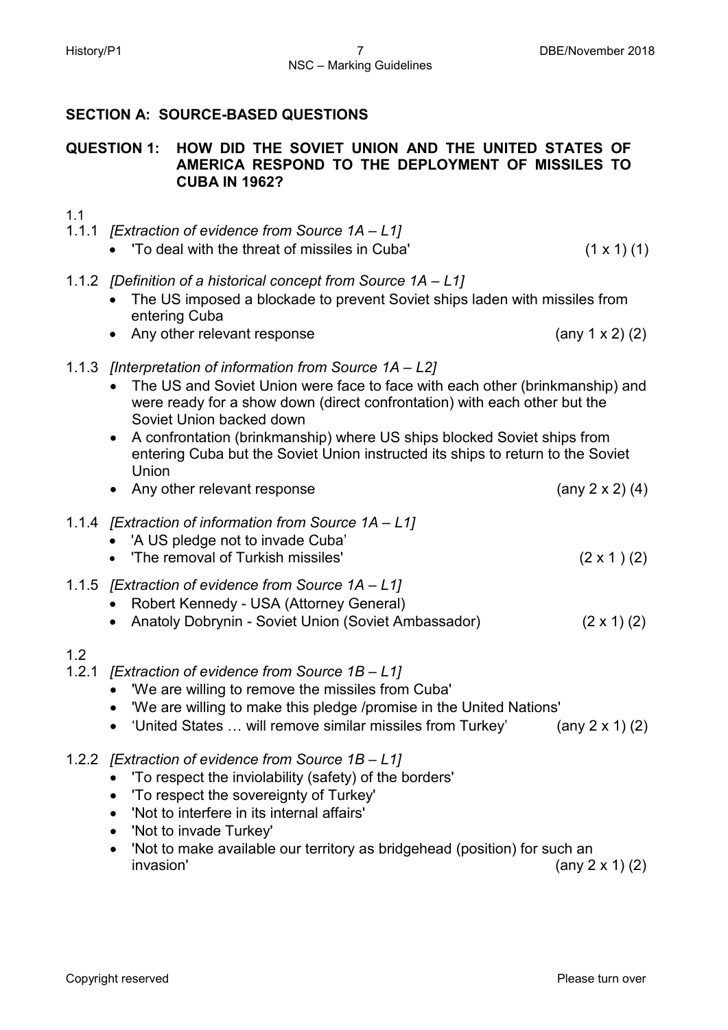## SECTION A: SOURCE-BASED QUESTIONS

### QUESTION 1: HOW DID THE SOVIET UNION AND THE UNITED STATES OF AMERICA RESPOND TO THE DEPLOYMENT OF MISSILES TO CUBA IN 1962?

1.1

1.1.1 *[Extraction of evidence from Source 1A – L1]*

- 'To deal with the threat of missiles in Cuba' (1 x 1) (1)

1.1.2 *[Definition of a historical concept from Source 1A – L1]*

- The US imposed a blockade to prevent Soviet ships laden with missiles from entering Cuba
- Any other relevant response (any 1 x 2) (2)

1.1.3 *[Interpretation of information from Source 1A – L2]*

- The US and Soviet Union were face to face with each other (brinkmanship) and were ready for a show down (direct confrontation) with each other but the Soviet Union backed down
- A confrontation (brinkmanship) where US ships blocked Soviet ships from entering Cuba but the Soviet Union instructed its ships to return to the Soviet Union
- Any other relevant response (any 2 x 2) (4)

1.1.4 *[Extraction of information from Source 1A – L1]*

- 'A US pledge not to invade Cuba'
- 'The removal of Turkish missiles' (2 x 1 ) (2)

1.1.5 *[Extraction of evidence from Source 1A – L1]*

- Robert Kennedy - USA (Attorney General)
- Anatoly Dobrynin - Soviet Union (Soviet Ambassador) (2 x 1) (2)

1.2

1.2.1 *[Extraction of evidence from Source 1B – L1]*

- 'We are willing to remove the missiles from Cuba'
- 'We are willing to make this pledge /promise in the United Nations'
- 'United States … will remove similar missiles from Turkey' (any 2 x 1) (2)

1.2.2 *[Extraction of evidence from Source 1B – L1]*

- 'To respect the inviolability (safety) of the borders'
- 'To respect the sovereignty of Turkey'
- 'Not to interfere in its internal affairs'
- 'Not to invade Turkey'
- 'Not to make available our territory as bridgehead (position) for such an invasion' (any 2 x 1) (2)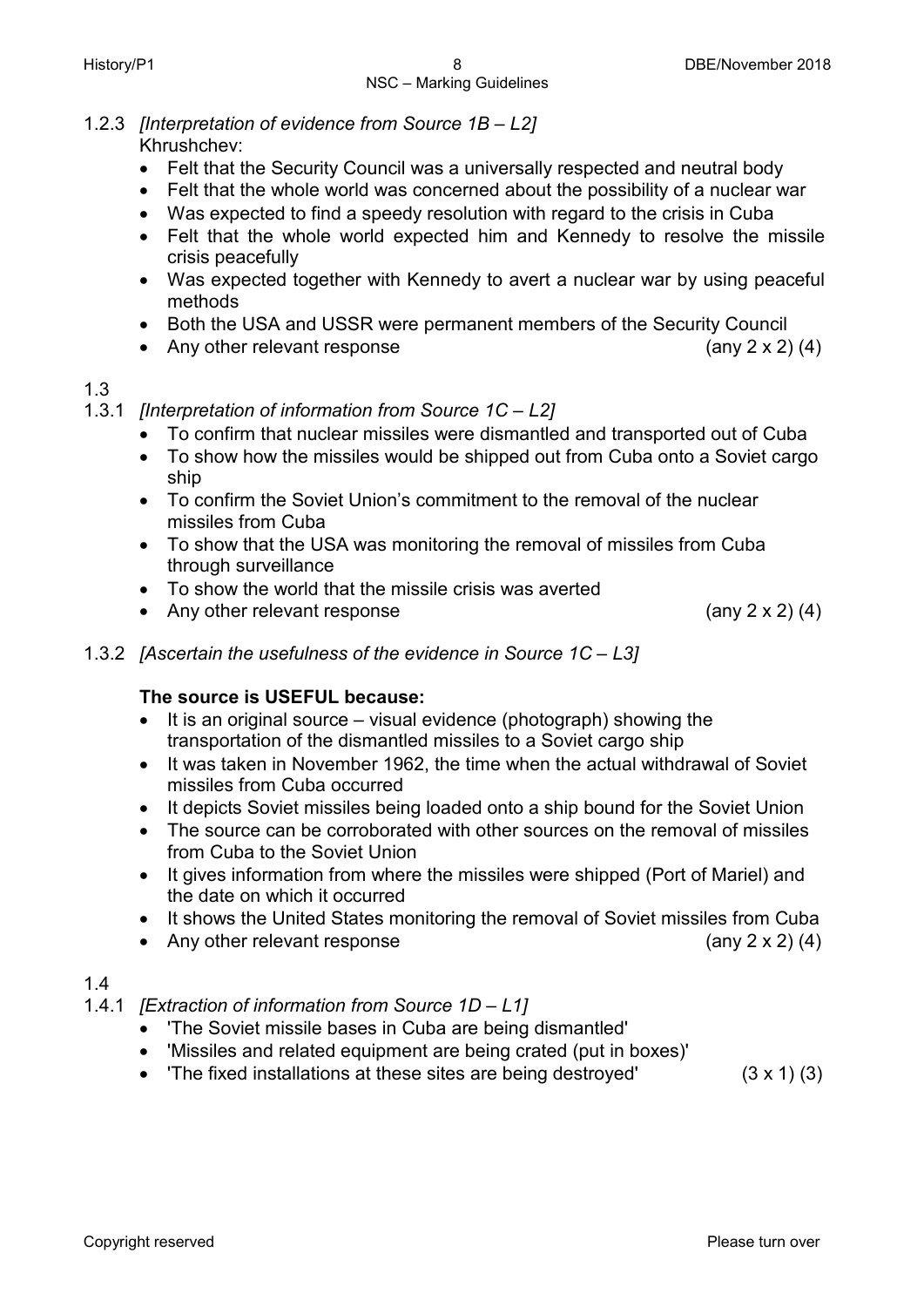1.2.3 *[Interpretation of evidence from Source 1B – L2]*

Khrushchev:

- Felt that the Security Council was a universally respected and neutral body
- Felt that the whole world was concerned about the possibility of a nuclear war
- Was expected to find a speedy resolution with regard to the crisis in Cuba
- Felt that the whole world expected him and Kennedy to resolve the missile crisis peacefully
- Was expected together with Kennedy to avert a nuclear war by using peaceful methods
- Both the USA and USSR were permanent members of the Security Council
- Any other relevant response (any 2 x 2) (4)

1.3

1.3.1 *[Interpretation of information from Source 1C – L2]*

- To confirm that nuclear missiles were dismantled and transported out of Cuba
- To show how the missiles would be shipped out from Cuba onto a Soviet cargo ship
- To confirm the Soviet Union's commitment to the removal of the nuclear missiles from Cuba
- To show that the USA was monitoring the removal of missiles from Cuba through surveillance
- To show the world that the missile crisis was averted
- Any other relevant response (any 2 x 2) (4)

1.3.2 *[Ascertain the usefulness of the evidence in Source 1C – L3]*

**The source is USEFUL because:**

- It is an original source – visual evidence (photograph) showing the transportation of the dismantled missiles to a Soviet cargo ship
- It was taken in November 1962, the time when the actual withdrawal of Soviet missiles from Cuba occurred
- It depicts Soviet missiles being loaded onto a ship bound for the Soviet Union
- The source can be corroborated with other sources on the removal of missiles from Cuba to the Soviet Union
- It gives information from where the missiles were shipped (Port of Mariel) and the date on which it occurred
- It shows the United States monitoring the removal of Soviet missiles from Cuba
- Any other relevant response (any 2 x 2) (4)

1.4

1.4.1 *[Extraction of information from Source 1D – L1]*

- 'The Soviet missile bases in Cuba are being dismantled'
- 'Missiles and related equipment are being crated (put in boxes)'
- 'The fixed installations at these sites are being destroyed' (3 x 1) (3)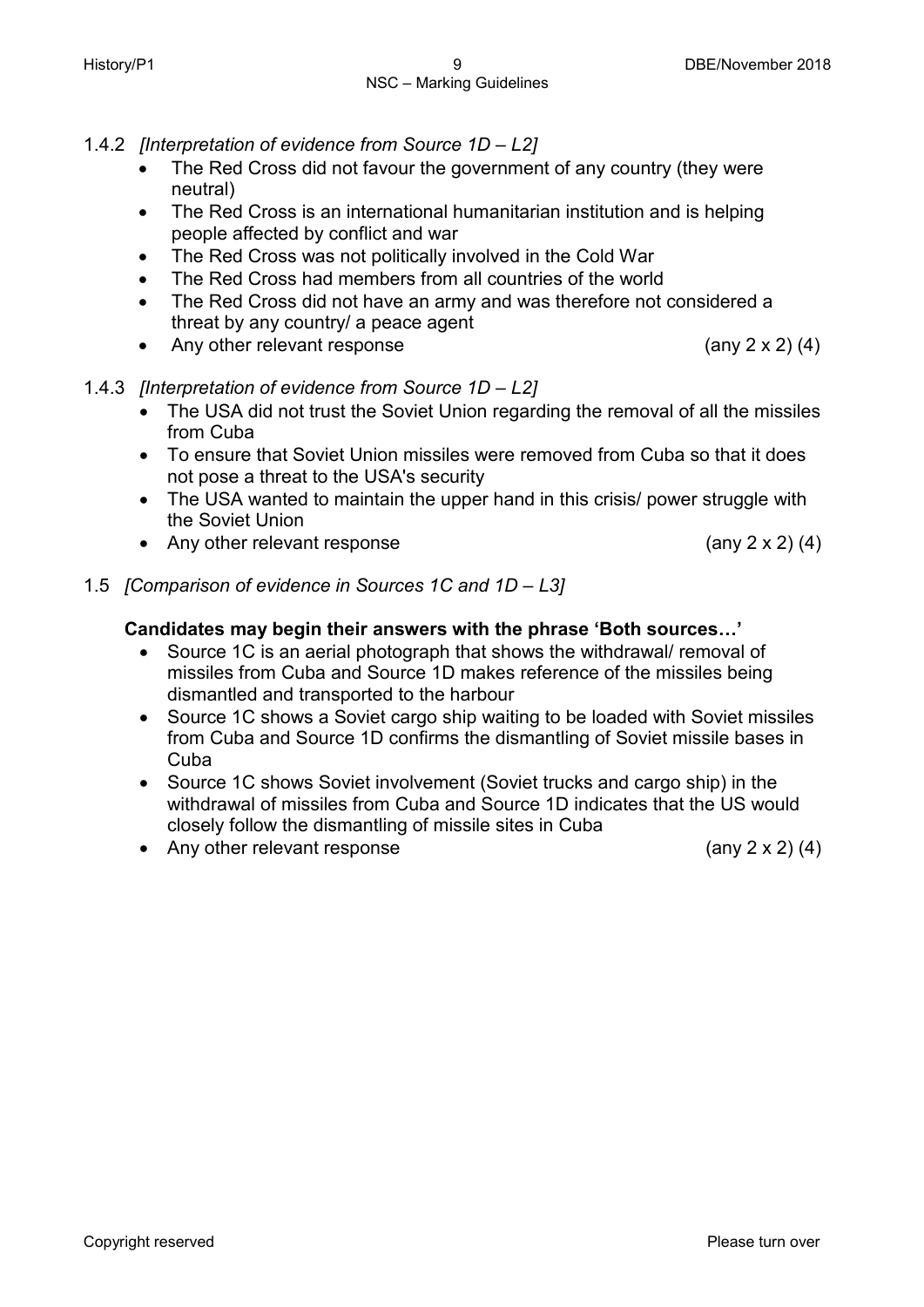1.4.2 *[Interpretation of evidence from Source 1D – L2]*

- The Red Cross did not favour the government of any country (they were neutral)
- The Red Cross is an international humanitarian institution and is helping people affected by conflict and war
- The Red Cross was not politically involved in the Cold War
- The Red Cross had members from all countries of the world
- The Red Cross did not have an army and was therefore not considered a threat by any country/ a peace agent
- Any other relevant response (any 2 x 2) (4)

1.4.3 *[Interpretation of evidence from Source 1D – L2]*

- The USA did not trust the Soviet Union regarding the removal of all the missiles from Cuba
- To ensure that Soviet Union missiles were removed from Cuba so that it does not pose a threat to the USA's security
- The USA wanted to maintain the upper hand in this crisis/ power struggle with the Soviet Union
- Any other relevant response (any 2 x 2) (4)

1.5 *[Comparison of evidence in Sources 1C and 1D – L3]*

**Candidates may begin their answers with the phrase 'Both sources…'**

- Source 1C is an aerial photograph that shows the withdrawal/ removal of missiles from Cuba and Source 1D makes reference of the missiles being dismantled and transported to the harbour
- Source 1C shows a Soviet cargo ship waiting to be loaded with Soviet missiles from Cuba and Source 1D confirms the dismantling of Soviet missile bases in Cuba
- Source 1C shows Soviet involvement (Soviet trucks and cargo ship) in the withdrawal of missiles from Cuba and Source 1D indicates that the US would closely follow the dismantling of missile sites in Cuba
- Any other relevant response (any 2 x 2) (4)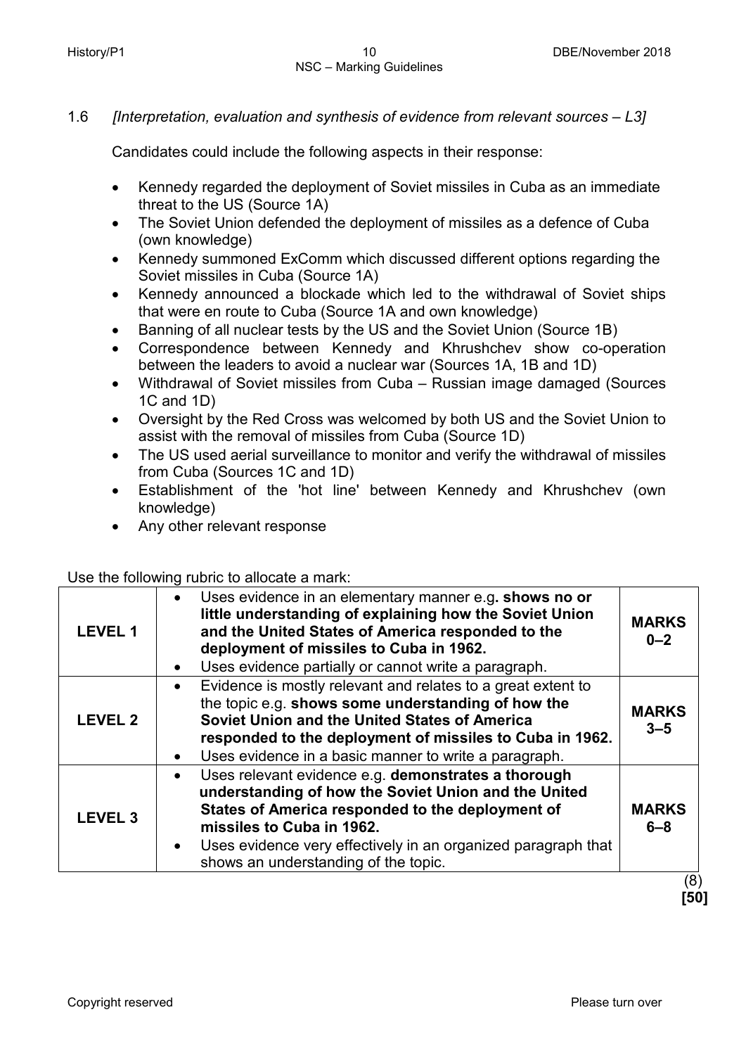1.6 *[Interpretation, evaluation and synthesis of evidence from relevant sources – L3]*

Candidates could include the following aspects in their response:

- Kennedy regarded the deployment of Soviet missiles in Cuba as an immediate threat to the US (Source 1A)
- The Soviet Union defended the deployment of missiles as a defence of Cuba (own knowledge)
- Kennedy summoned ExComm which discussed different options regarding the Soviet missiles in Cuba (Source 1A)
- Kennedy announced a blockade which led to the withdrawal of Soviet ships that were en route to Cuba (Source 1A and own knowledge)
- Banning of all nuclear tests by the US and the Soviet Union (Source 1B)
- Correspondence between Kennedy and Khrushchev show co-operation between the leaders to avoid a nuclear war (Sources 1A, 1B and 1D)
- Withdrawal of Soviet missiles from Cuba – Russian image damaged (Sources 1C and 1D)
- Oversight by the Red Cross was welcomed by both US and the Soviet Union to assist with the removal of missiles from Cuba (Source 1D)
- The US used aerial surveillance to monitor and verify the withdrawal of missiles from Cuba (Sources 1C and 1D)
- Establishment of the 'hot line' between Kennedy and Khrushchev (own knowledge)
- Any other relevant response

Use the following rubric to allocate a mark:

| | | |
|---|---|---|
| **LEVEL 1** | • Uses evidence in an elementary manner e.g**. shows no or little understanding of explaining how the Soviet Union and the United States of America responded to the deployment of missiles to Cuba in 1962.**<br>• Uses evidence partially or cannot write a paragraph. | **MARKS 0–2** |
| **LEVEL 2** | • Evidence is mostly relevant and relates to a great extent to the topic e.g. **shows some understanding of how the Soviet Union and the United States of America responded to the deployment of missiles to Cuba in 1962.**<br>• Uses evidence in a basic manner to write a paragraph. | **MARKS 3–5** |
| **LEVEL 3** | • Uses relevant evidence e.g. **demonstrates a thorough understanding of how the Soviet Union and the United States of America responded to the deployment of missiles to Cuba in 1962.**<br>• Uses evidence very effectively in an organized paragraph that shows an understanding of the topic. | **MARKS 6–8** |

(8)
**[50]**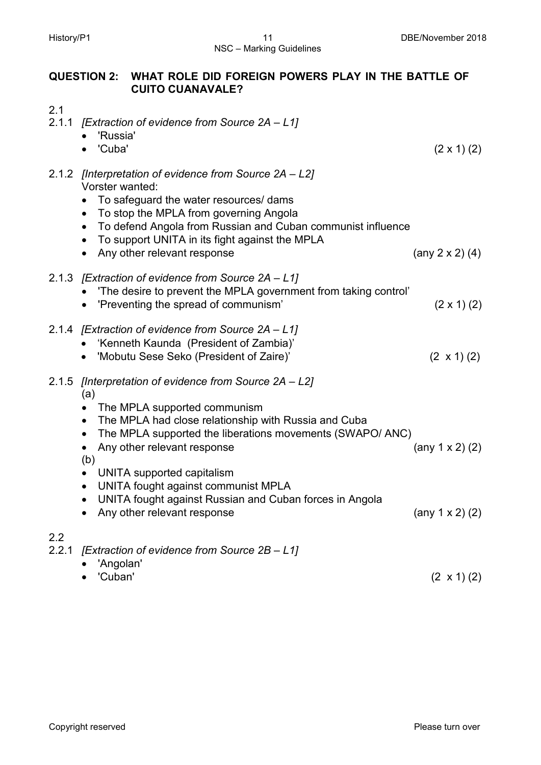## QUESTION 2: WHAT ROLE DID FOREIGN POWERS PLAY IN THE BATTLE OF CUITO CUANAVALE?

2.1

2.1.1 *[Extraction of evidence from Source 2A – L1]*
- 'Russia'
- 'Cuba' (2 x 1) (2)

2.1.2 *[Interpretation of evidence from Source 2A – L2]*
Vorster wanted:
- To safeguard the water resources/ dams
- To stop the MPLA from governing Angola
- To defend Angola from Russian and Cuban communist influence
- To support UNITA in its fight against the MPLA
- Any other relevant response (any 2 x 2) (4)

2.1.3 *[Extraction of evidence from Source 2A – L1]*
- 'The desire to prevent the MPLA government from taking control'
- 'Preventing the spread of communism' (2 x 1) (2)

2.1.4 *[Extraction of evidence from Source 2A – L1]*
- 'Kenneth Kaunda (President of Zambia)'
- 'Mobutu Sese Seko (President of Zaire)' (2 x 1) (2)

2.1.5 *[Interpretation of evidence from Source 2A – L2]*

(a)
- The MPLA supported communism
- The MPLA had close relationship with Russia and Cuba
- The MPLA supported the liberations movements (SWAPO/ ANC)
- Any other relevant response (any 1 x 2) (2)

(b)
- UNITA supported capitalism
- UNITA fought against communist MPLA
- UNITA fought against Russian and Cuban forces in Angola
- Any other relevant response (any 1 x 2) (2)

2.2

2.2.1 *[Extraction of evidence from Source 2B – L1]*
- 'Angolan'
- 'Cuban' (2 x 1) (2)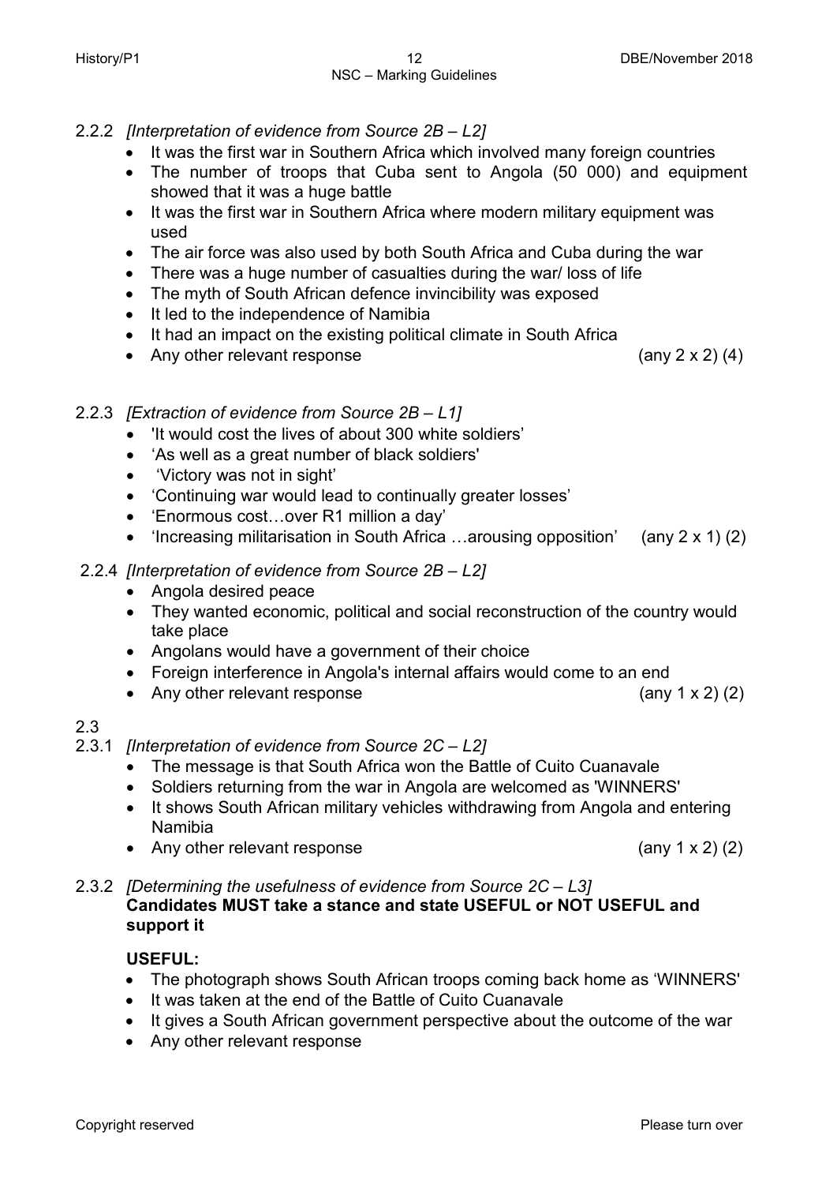2.2.2 *[Interpretation of evidence from Source 2B – L2]*

- It was the first war in Southern Africa which involved many foreign countries
- The number of troops that Cuba sent to Angola (50 000) and equipment showed that it was a huge battle
- It was the first war in Southern Africa where modern military equipment was used
- The air force was also used by both South Africa and Cuba during the war
- There was a huge number of casualties during the war/ loss of life
- The myth of South African defence invincibility was exposed
- It led to the independence of Namibia
- It had an impact on the existing political climate in South Africa
- Any other relevant response (any 2 x 2) (4)

2.2.3 *[Extraction of evidence from Source 2B – L1]*

- 'It would cost the lives of about 300 white soldiers'
- 'As well as a great number of black soldiers'
- 'Victory was not in sight'
- 'Continuing war would lead to continually greater losses'
- 'Enormous cost…over R1 million a day'
- 'Increasing militarisation in South Africa …arousing opposition' (any 2 x 1) (2)

2.2.4 *[Interpretation of evidence from Source 2B – L2]*

- Angola desired peace
- They wanted economic, political and social reconstruction of the country would take place
- Angolans would have a government of their choice
- Foreign interference in Angola's internal affairs would come to an end
- Any other relevant response (any 1 x 2) (2)

2.3

2.3.1 *[Interpretation of evidence from Source 2C – L2]*

- The message is that South Africa won the Battle of Cuito Cuanavale
- Soldiers returning from the war in Angola are welcomed as 'WINNERS'
- It shows South African military vehicles withdrawing from Angola and entering Namibia
- Any other relevant response (any 1 x 2) (2)

2.3.2 *[Determining the usefulness of evidence from Source 2C – L3]*
**Candidates MUST take a stance and state USEFUL or NOT USEFUL and support it**

**USEFUL:**

- The photograph shows South African troops coming back home as 'WINNERS'
- It was taken at the end of the Battle of Cuito Cuanavale
- It gives a South African government perspective about the outcome of the war
- Any other relevant response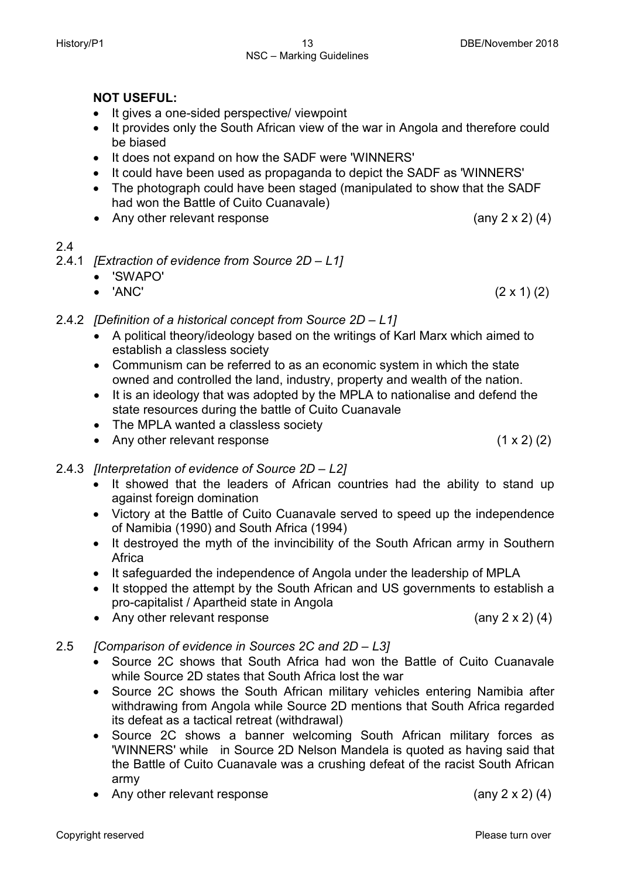**NOT USEFUL:**

- It gives a one-sided perspective/ viewpoint
- It provides only the South African view of the war in Angola and therefore could be biased
- It does not expand on how the SADF were 'WINNERS'
- It could have been used as propaganda to depict the SADF as 'WINNERS'
- The photograph could have been staged (manipulated to show that the SADF had won the Battle of Cuito Cuanavale)
- Any other relevant response (any 2 x 2) (4)

2.4

2.4.1 *[Extraction of evidence from Source 2D – L1]*

- 'SWAPO'
- 'ANC' (2 x 1) (2)

2.4.2 *[Definition of a historical concept from Source 2D – L1]*

- A political theory/ideology based on the writings of Karl Marx which aimed to establish a classless society
- Communism can be referred to as an economic system in which the state owned and controlled the land, industry, property and wealth of the nation.
- It is an ideology that was adopted by the MPLA to nationalise and defend the state resources during the battle of Cuito Cuanavale
- The MPLA wanted a classless society
- Any other relevant response (1 x 2) (2)

2.4.3 *[Interpretation of evidence of Source 2D – L2]*

- It showed that the leaders of African countries had the ability to stand up against foreign domination
- Victory at the Battle of Cuito Cuanavale served to speed up the independence of Namibia (1990) and South Africa (1994)
- It destroyed the myth of the invincibility of the South African army in Southern Africa
- It safeguarded the independence of Angola under the leadership of MPLA
- It stopped the attempt by the South African and US governments to establish a pro-capitalist / Apartheid state in Angola
- Any other relevant response (any 2 x 2) (4)

2.5 *[Comparison of evidence in Sources 2C and 2D – L3]*

- Source 2C shows that South Africa had won the Battle of Cuito Cuanavale while Source 2D states that South Africa lost the war
- Source 2C shows the South African military vehicles entering Namibia after withdrawing from Angola while Source 2D mentions that South Africa regarded its defeat as a tactical retreat (withdrawal)
- Source 2C shows a banner welcoming South African military forces as 'WINNERS' while in Source 2D Nelson Mandela is quoted as having said that the Battle of Cuito Cuanavale was a crushing defeat of the racist South African army
- Any other relevant response (any 2 x 2) (4)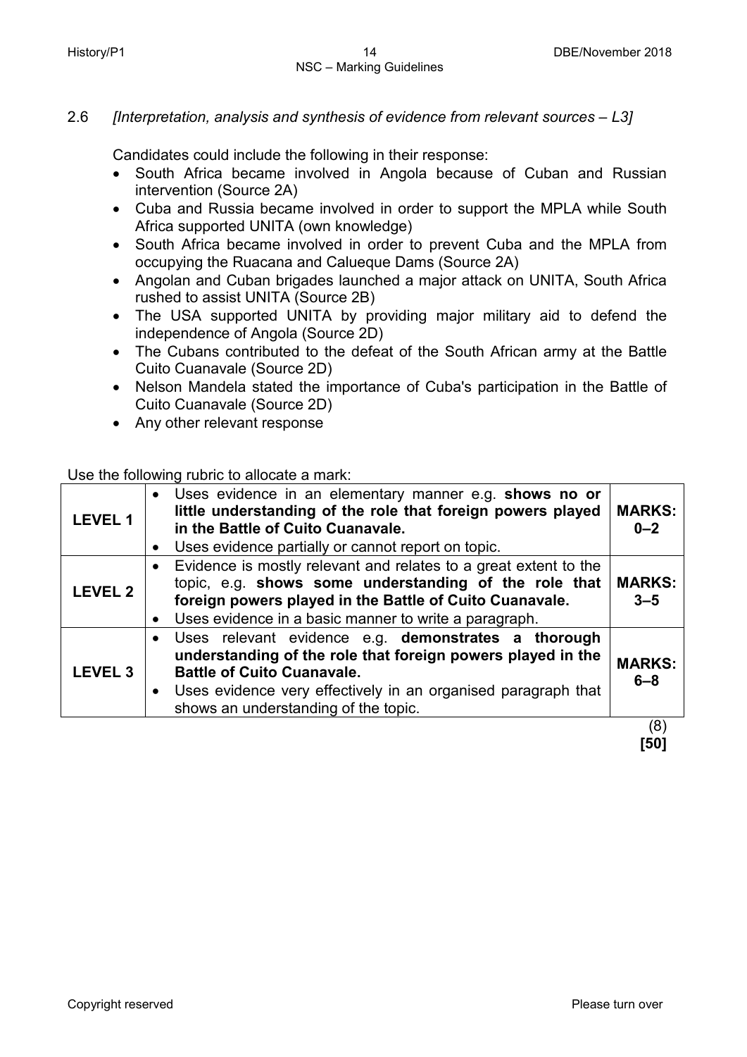2.6 *[Interpretation, analysis and synthesis of evidence from relevant sources – L3]*

Candidates could include the following in their response:

- South Africa became involved in Angola because of Cuban and Russian intervention (Source 2A)
- Cuba and Russia became involved in order to support the MPLA while South Africa supported UNITA (own knowledge)
- South Africa became involved in order to prevent Cuba and the MPLA from occupying the Ruacana and Calueque Dams (Source 2A)
- Angolan and Cuban brigades launched a major attack on UNITA, South Africa rushed to assist UNITA (Source 2B)
- The USA supported UNITA by providing major military aid to defend the independence of Angola (Source 2D)
- The Cubans contributed to the defeat of the South African army at the Battle Cuito Cuanavale (Source 2D)
- Nelson Mandela stated the importance of Cuba's participation in the Battle of Cuito Cuanavale (Source 2D)
- Any other relevant response

Use the following rubric to allocate a mark:

| | | |
|---|---|---|
| **LEVEL 1** | • Uses evidence in an elementary manner e.g. **shows no or little understanding of the role that foreign powers played in the Battle of Cuito Cuanavale.**<br>• Uses evidence partially or cannot report on topic. | **MARKS: 0–2** |
| **LEVEL 2** | • Evidence is mostly relevant and relates to a great extent to the topic, e.g. **shows some understanding of the role that foreign powers played in the Battle of Cuito Cuanavale.**<br>• Uses evidence in a basic manner to write a paragraph. | **MARKS: 3–5** |
| **LEVEL 3** | • Uses relevant evidence e.g. **demonstrates a thorough understanding of the role that foreign powers played in the Battle of Cuito Cuanavale.**<br>• Uses evidence very effectively in an organised paragraph that shows an understanding of the topic. | **MARKS: 6–8** |

(8)
**[50]**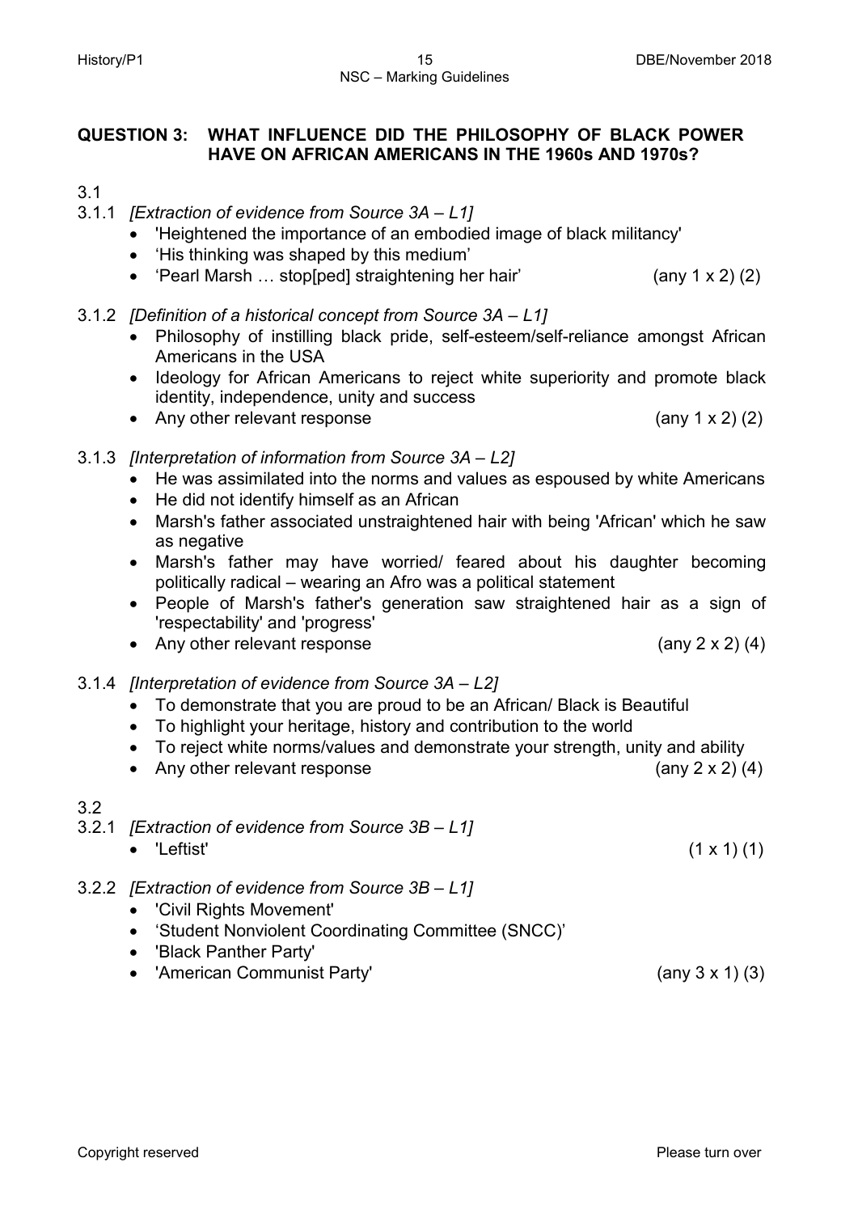**QUESTION 3: WHAT INFLUENCE DID THE PHILOSOPHY OF BLACK POWER HAVE ON AFRICAN AMERICANS IN THE 1960s AND 1970s?**

3.1

3.1.1 *[Extraction of evidence from Source 3A – L1]*

- 'Heightened the importance of an embodied image of black militancy'
- 'His thinking was shaped by this medium'
- 'Pearl Marsh … stop[ped] straightening her hair' (any 1 x 2) (2)

3.1.2 *[Definition of a historical concept from Source 3A – L1]*

- Philosophy of instilling black pride, self-esteem/self-reliance amongst African Americans in the USA
- Ideology for African Americans to reject white superiority and promote black identity, independence, unity and success
- Any other relevant response (any 1 x 2) (2)

3.1.3 *[Interpretation of information from Source 3A – L2]*

- He was assimilated into the norms and values as espoused by white Americans
- He did not identify himself as an African
- Marsh's father associated unstraightened hair with being 'African' which he saw as negative
- Marsh's father may have worried/ feared about his daughter becoming politically radical – wearing an Afro was a political statement
- People of Marsh's father's generation saw straightened hair as a sign of 'respectability' and 'progress'
- Any other relevant response (any 2 x 2) (4)

3.1.4 *[Interpretation of evidence from Source 3A – L2]*

- To demonstrate that you are proud to be an African/ Black is Beautiful
- To highlight your heritage, history and contribution to the world
- To reject white norms/values and demonstrate your strength, unity and ability
- Any other relevant response (any 2 x 2) (4)

3.2

3.2.1 *[Extraction of evidence from Source 3B – L1]*

- 'Leftist' (1 x 1) (1)

3.2.2 *[Extraction of evidence from Source 3B – L1]*

- 'Civil Rights Movement'
- 'Student Nonviolent Coordinating Committee (SNCC)'
- 'Black Panther Party'
- 'American Communist Party' (any 3 x 1) (3)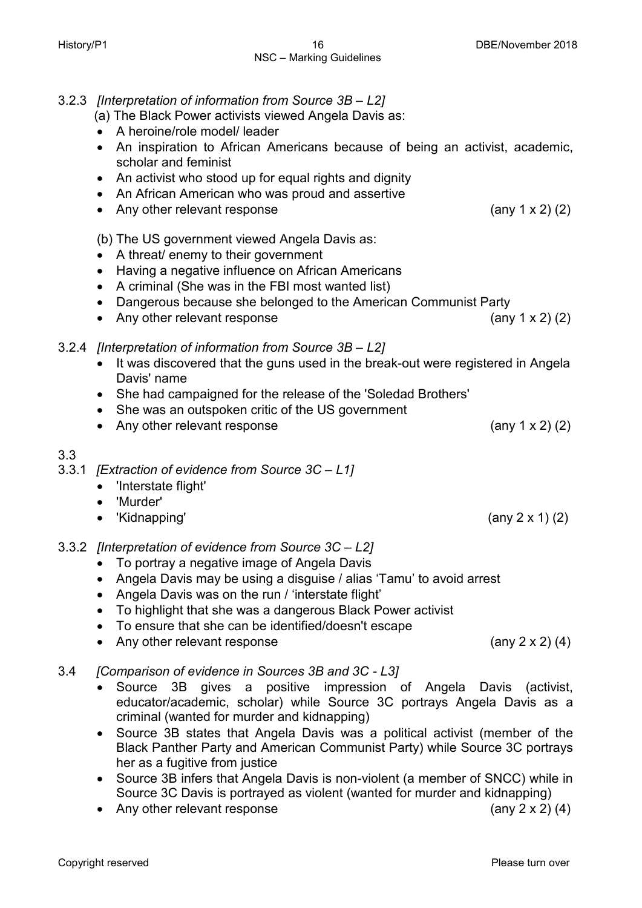3.2.3 *[Interpretation of information from Source 3B – L2]*

(a) The Black Power activists viewed Angela Davis as:

- A heroine/role model/ leader
- An inspiration to African Americans because of being an activist, academic, scholar and feminist
- An activist who stood up for equal rights and dignity
- An African American who was proud and assertive
- Any other relevant response (any 1 x 2) (2)

(b) The US government viewed Angela Davis as:

- A threat/ enemy to their government
- Having a negative influence on African Americans
- A criminal (She was in the FBI most wanted list)
- Dangerous because she belonged to the American Communist Party
- Any other relevant response (any 1 x 2) (2)

3.2.4 *[Interpretation of information from Source 3B – L2]*

- It was discovered that the guns used in the break-out were registered in Angela Davis' name
- She had campaigned for the release of the 'Soledad Brothers'
- She was an outspoken critic of the US government
- Any other relevant response (any 1 x 2) (2)

3.3

3.3.1 *[Extraction of evidence from Source 3C – L1]*

- 'Interstate flight'
- 'Murder'
- 'Kidnapping' (any 2 x 1) (2)

3.3.2 *[Interpretation of evidence from Source 3C – L2]*

- To portray a negative image of Angela Davis
- Angela Davis may be using a disguise / alias 'Tamu' to avoid arrest
- Angela Davis was on the run / 'interstate flight'
- To highlight that she was a dangerous Black Power activist
- To ensure that she can be identified/doesn't escape
- Any other relevant response (any 2 x 2) (4)

3.4 *[Comparison of evidence in Sources 3B and 3C - L3]*

- Source 3B gives a positive impression of Angela Davis (activist, educator/academic, scholar) while Source 3C portrays Angela Davis as a criminal (wanted for murder and kidnapping)
- Source 3B states that Angela Davis was a political activist (member of the Black Panther Party and American Communist Party) while Source 3C portrays her as a fugitive from justice
- Source 3B infers that Angela Davis is non-violent (a member of SNCC) while in Source 3C Davis is portrayed as violent (wanted for murder and kidnapping)
- Any other relevant response (any 2 x 2) (4)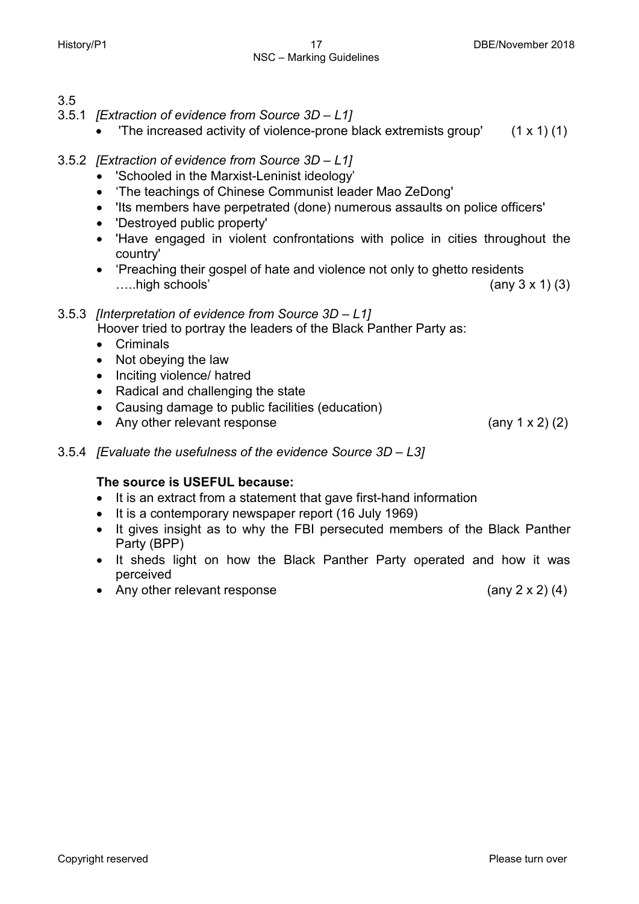3.5

3.5.1 *[Extraction of evidence from Source 3D – L1]*

- 'The increased activity of violence-prone black extremists group' (1 x 1) (1)

3.5.2 *[Extraction of evidence from Source 3D – L1]*

- 'Schooled in the Marxist-Leninist ideology'
- 'The teachings of Chinese Communist leader Mao ZeDong'
- 'Its members have perpetrated (done) numerous assaults on police officers'
- 'Destroyed public property'
- 'Have engaged in violent confrontations with police in cities throughout the country'
- 'Preaching their gospel of hate and violence not only to ghetto residents …..high schools' (any 3 x 1) (3)

3.5.3 *[Interpretation of evidence from Source 3D – L1]*

Hoover tried to portray the leaders of the Black Panther Party as:

- Criminals
- Not obeying the law
- Inciting violence/ hatred
- Radical and challenging the state
- Causing damage to public facilities (education)
- Any other relevant response (any 1 x 2) (2)

3.5.4 *[Evaluate the usefulness of the evidence Source 3D – L3]*

**The source is USEFUL because:**

- It is an extract from a statement that gave first-hand information
- It is a contemporary newspaper report (16 July 1969)
- It gives insight as to why the FBI persecuted members of the Black Panther Party (BPP)
- It sheds light on how the Black Panther Party operated and how it was perceived
- Any other relevant response (any 2 x 2) (4)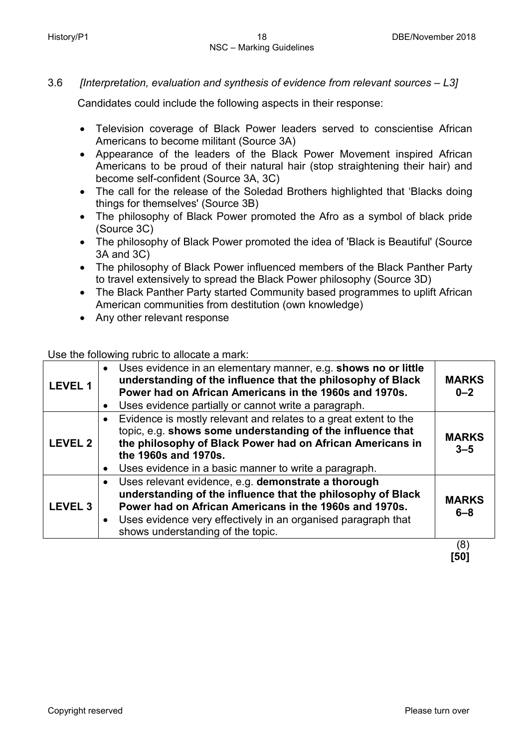3.6 *[Interpretation, evaluation and synthesis of evidence from relevant sources – L3]*

Candidates could include the following aspects in their response:

- Television coverage of Black Power leaders served to conscientise African Americans to become militant (Source 3A)
- Appearance of the leaders of the Black Power Movement inspired African Americans to be proud of their natural hair (stop straightening their hair) and become self-confident (Source 3A, 3C)
- The call for the release of the Soledad Brothers highlighted that 'Blacks doing things for themselves' (Source 3B)
- The philosophy of Black Power promoted the Afro as a symbol of black pride (Source 3C)
- The philosophy of Black Power promoted the idea of 'Black is Beautiful' (Source 3A and 3C)
- The philosophy of Black Power influenced members of the Black Panther Party to travel extensively to spread the Black Power philosophy (Source 3D)
- The Black Panther Party started Community based programmes to uplift African American communities from destitution (own knowledge)
- Any other relevant response

Use the following rubric to allocate a mark:

| | | |
|---|---|---|
| **LEVEL 1** | • Uses evidence in an elementary manner, e.g. **shows no or little understanding of the influence that the philosophy of Black Power had on African Americans in the 1960s and 1970s.**<br>• Uses evidence partially or cannot write a paragraph. | **MARKS 0–2** |
| **LEVEL 2** | • Evidence is mostly relevant and relates to a great extent to the topic, e.g. **shows some understanding of the influence that the philosophy of Black Power had on African Americans in the 1960s and 1970s.**<br>• Uses evidence in a basic manner to write a paragraph. | **MARKS 3–5** |
| **LEVEL 3** | • Uses relevant evidence, e.g. **demonstrate a thorough understanding of the influence that the philosophy of Black Power had on African Americans in the 1960s and 1970s.**<br>• Uses evidence very effectively in an organised paragraph that shows understanding of the topic. | **MARKS 6–8** |

(8)
**[50]**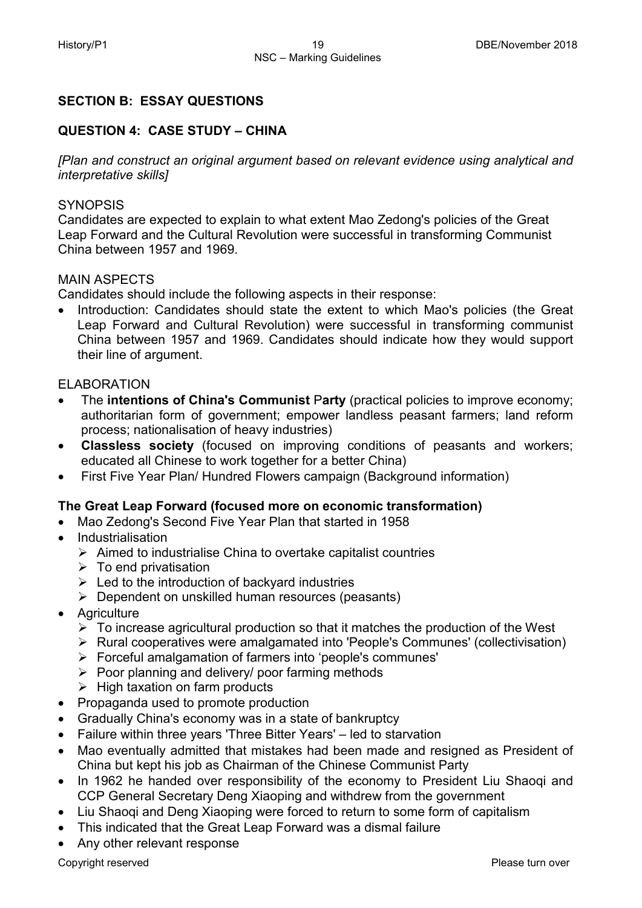## SECTION B: ESSAY QUESTIONS

## QUESTION 4: CASE STUDY – CHINA

*[Plan and construct an original argument based on relevant evidence using analytical and interpretative skills]*

SYNOPSIS

Candidates are expected to explain to what extent Mao Zedong's policies of the Great Leap Forward and the Cultural Revolution were successful in transforming Communist China between 1957 and 1969.

MAIN ASPECTS

Candidates should include the following aspects in their response:

- Introduction: Candidates should state the extent to which Mao's policies (the Great Leap Forward and Cultural Revolution) were successful in transforming communist China between 1957 and 1969. Candidates should indicate how they would support their line of argument.

ELABORATION

- The **intentions of China's Communist Party** (practical policies to improve economy; authoritarian form of government; empower landless peasant farmers; land reform process; nationalisation of heavy industries)
- **Classless society** (focused on improving conditions of peasants and workers; educated all Chinese to work together for a better China)
- First Five Year Plan/ Hundred Flowers campaign (Background information)

**The Great Leap Forward (focused more on economic transformation)**

- Mao Zedong's Second Five Year Plan that started in 1958
- Industrialisation
  - Aimed to industrialise China to overtake capitalist countries
  - To end privatisation
  - Led to the introduction of backyard industries
  - Dependent on unskilled human resources (peasants)
- Agriculture
  - To increase agricultural production so that it matches the production of the West
  - Rural cooperatives were amalgamated into 'People's Communes' (collectivisation)
  - Forceful amalgamation of farmers into 'people's communes'
  - Poor planning and delivery/ poor farming methods
  - High taxation on farm products
- Propaganda used to promote production
- Gradually China's economy was in a state of bankruptcy
- Failure within three years 'Three Bitter Years' – led to starvation
- Mao eventually admitted that mistakes had been made and resigned as President of China but kept his job as Chairman of the Chinese Communist Party
- In 1962 he handed over responsibility of the economy to President Liu Shaoqi and CCP General Secretary Deng Xiaoping and withdrew from the government
- Liu Shaoqi and Deng Xiaoping were forced to return to some form of capitalism
- This indicated that the Great Leap Forward was a dismal failure
- Any other relevant response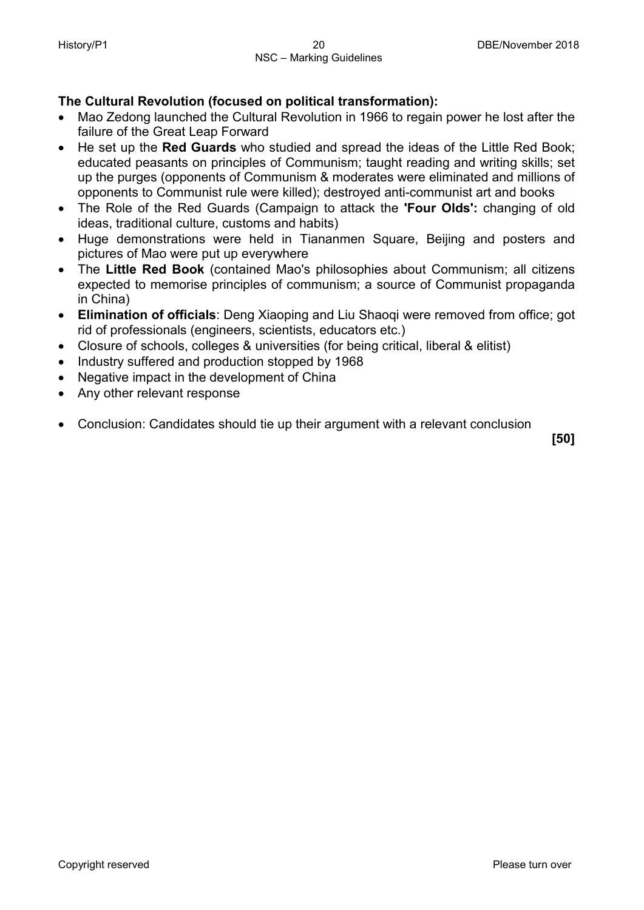**The Cultural Revolution (focused on political transformation):**

- Mao Zedong launched the Cultural Revolution in 1966 to regain power he lost after the failure of the Great Leap Forward
- He set up the **Red Guards** who studied and spread the ideas of the Little Red Book; educated peasants on principles of Communism; taught reading and writing skills; set up the purges (opponents of Communism & moderates were eliminated and millions of opponents to Communist rule were killed); destroyed anti-communist art and books
- The Role of the Red Guards (Campaign to attack the **'Four Olds':** changing of old ideas, traditional culture, customs and habits)
- Huge demonstrations were held in Tiananmen Square, Beijing and posters and pictures of Mao were put up everywhere
- The **Little Red Book** (contained Mao's philosophies about Communism; all citizens expected to memorise principles of communism; a source of Communist propaganda in China)
- **Elimination of officials**: Deng Xiaoping and Liu Shaoqi were removed from office; got rid of professionals (engineers, scientists, educators etc.)
- Closure of schools, colleges & universities (for being critical, liberal & elitist)
- Industry suffered and production stopped by 1968
- Negative impact in the development of China
- Any other relevant response

- Conclusion: Candidates should tie up their argument with a relevant conclusion

**[50]**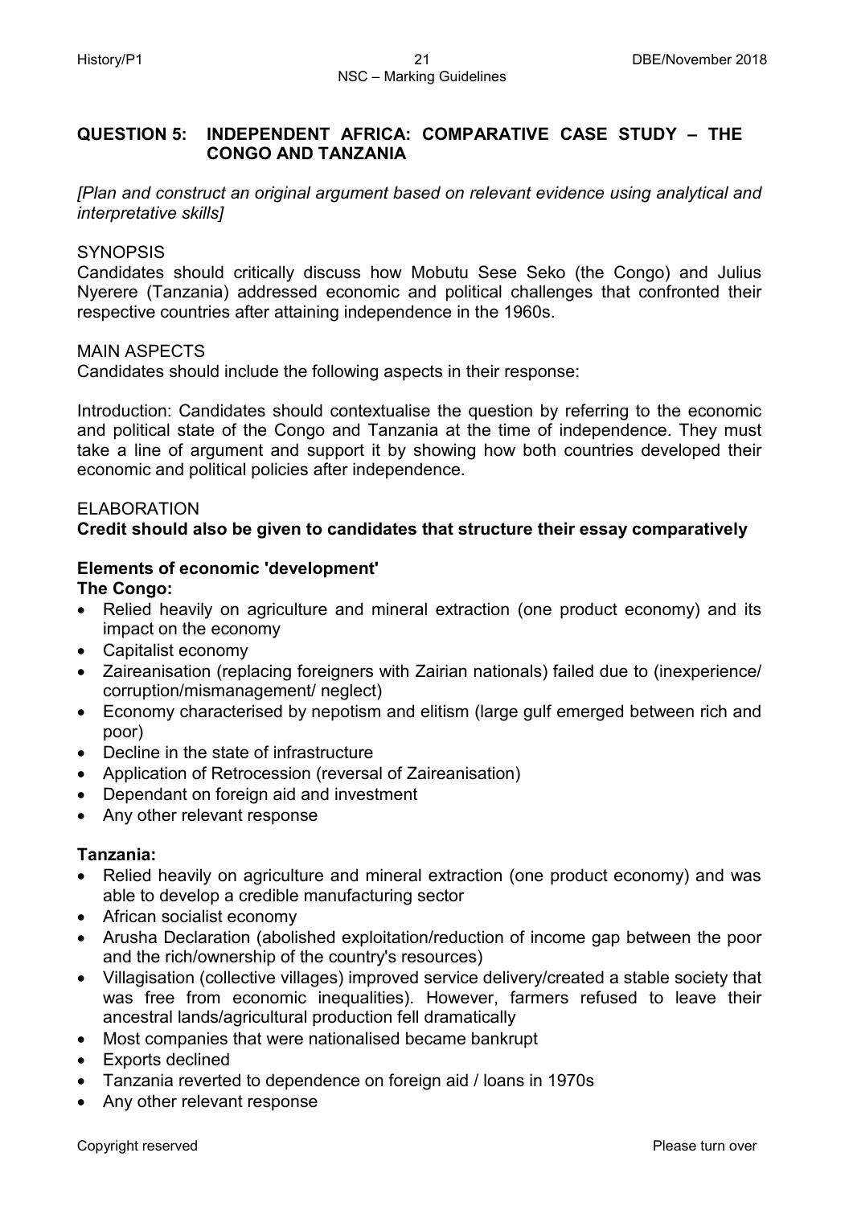## QUESTION 5: INDEPENDENT AFRICA: COMPARATIVE CASE STUDY – THE CONGO AND TANZANIA

*[Plan and construct an original argument based on relevant evidence using analytical and interpretative skills]*

SYNOPSIS

Candidates should critically discuss how Mobutu Sese Seko (the Congo) and Julius Nyerere (Tanzania) addressed economic and political challenges that confronted their respective countries after attaining independence in the 1960s.

MAIN ASPECTS

Candidates should include the following aspects in their response:

Introduction: Candidates should contextualise the question by referring to the economic and political state of the Congo and Tanzania at the time of independence. They must take a line of argument and support it by showing how both countries developed their economic and political policies after independence.

ELABORATION

**Credit should also be given to candidates that structure their essay comparatively**

**Elements of economic 'development'**

**The Congo:**

- Relied heavily on agriculture and mineral extraction (one product economy) and its impact on the economy
- Capitalist economy
- Zaireanisation (replacing foreigners with Zairian nationals) failed due to (inexperience/ corruption/mismanagement/ neglect)
- Economy characterised by nepotism and elitism (large gulf emerged between rich and poor)
- Decline in the state of infrastructure
- Application of Retrocession (reversal of Zaireanisation)
- Dependant on foreign aid and investment
- Any other relevant response

**Tanzania:**

- Relied heavily on agriculture and mineral extraction (one product economy) and was able to develop a credible manufacturing sector
- African socialist economy
- Arusha Declaration (abolished exploitation/reduction of income gap between the poor and the rich/ownership of the country's resources)
- Villagisation (collective villages) improved service delivery/created a stable society that was free from economic inequalities). However, farmers refused to leave their ancestral lands/agricultural production fell dramatically
- Most companies that were nationalised became bankrupt
- Exports declined
- Tanzania reverted to dependence on foreign aid / loans in 1970s
- Any other relevant response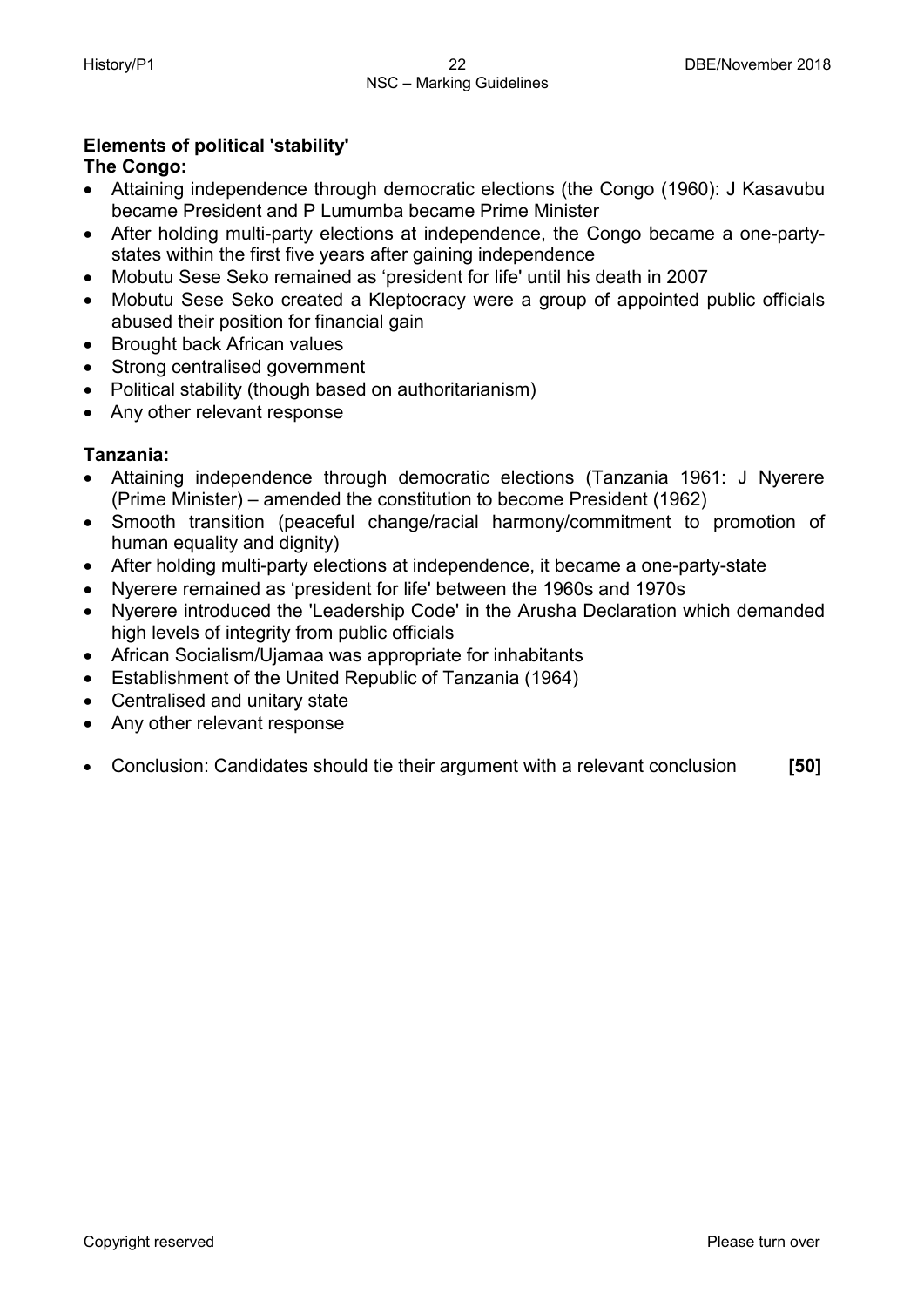**Elements of political 'stability'**
**The Congo:**

- Attaining independence through democratic elections (the Congo (1960): J Kasavubu became President and P Lumumba became Prime Minister
- After holding multi-party elections at independence, the Congo became a one-party-states within the first five years after gaining independence
- Mobutu Sese Seko remained as 'president for life' until his death in 2007
- Mobutu Sese Seko created a Kleptocracy were a group of appointed public officials abused their position for financial gain
- Brought back African values
- Strong centralised government
- Political stability (though based on authoritarianism)
- Any other relevant response

**Tanzania:**

- Attaining independence through democratic elections (Tanzania 1961: J Nyerere (Prime Minister) – amended the constitution to become President (1962)
- Smooth transition (peaceful change/racial harmony/commitment to promotion of human equality and dignity)
- After holding multi-party elections at independence, it became a one-party-state
- Nyerere remained as 'president for life' between the 1960s and 1970s
- Nyerere introduced the 'Leadership Code' in the Arusha Declaration which demanded high levels of integrity from public officials
- African Socialism/Ujamaa was appropriate for inhabitants
- Establishment of the United Republic of Tanzania (1964)
- Centralised and unitary state
- Any other relevant response

- Conclusion: Candidates should tie their argument with a relevant conclusion **[50]**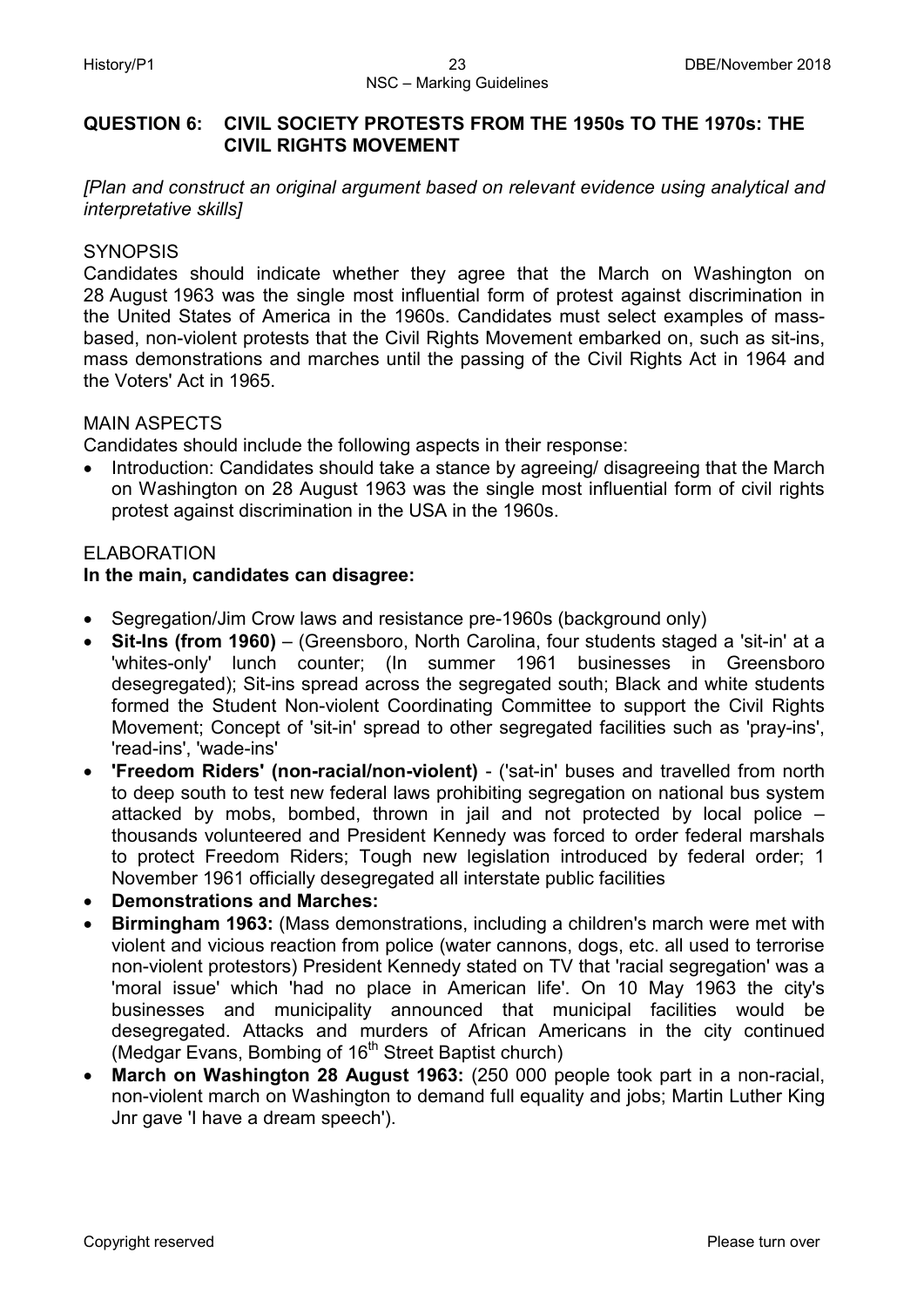## QUESTION 6: CIVIL SOCIETY PROTESTS FROM THE 1950s TO THE 1970s: THE CIVIL RIGHTS MOVEMENT

*[Plan and construct an original argument based on relevant evidence using analytical and interpretative skills]*

SYNOPSIS

Candidates should indicate whether they agree that the March on Washington on 28 August 1963 was the single most influential form of protest against discrimination in the United States of America in the 1960s. Candidates must select examples of mass-based, non-violent protests that the Civil Rights Movement embarked on, such as sit-ins, mass demonstrations and marches until the passing of the Civil Rights Act in 1964 and the Voters' Act in 1965.

MAIN ASPECTS

Candidates should include the following aspects in their response:

- Introduction: Candidates should take a stance by agreeing/ disagreeing that the March on Washington on 28 August 1963 was the single most influential form of civil rights protest against discrimination in the USA in the 1960s.

ELABORATION

**In the main, candidates can disagree:**

- Segregation/Jim Crow laws and resistance pre-1960s (background only)
- **Sit-Ins (from 1960)** – (Greensboro, North Carolina, four students staged a 'sit-in' at a 'whites-only' lunch counter; (In summer 1961 businesses in Greensboro desegregated); Sit-ins spread across the segregated south; Black and white students formed the Student Non-violent Coordinating Committee to support the Civil Rights Movement; Concept of 'sit-in' spread to other segregated facilities such as 'pray-ins', 'read-ins', 'wade-ins'
- **'Freedom Riders' (non-racial/non-violent)** - ('sat-in' buses and travelled from north to deep south to test new federal laws prohibiting segregation on national bus system attacked by mobs, bombed, thrown in jail and not protected by local police – thousands volunteered and President Kennedy was forced to order federal marshals to protect Freedom Riders; Tough new legislation introduced by federal order; 1 November 1961 officially desegregated all interstate public facilities
- **Demonstrations and Marches:**
- **Birmingham 1963:** (Mass demonstrations, including a children's march were met with violent and vicious reaction from police (water cannons, dogs, etc. all used to terrorise non-violent protestors) President Kennedy stated on TV that 'racial segregation' was a 'moral issue' which 'had no place in American life'. On 10 May 1963 the city's businesses and municipality announced that municipal facilities would be desegregated. Attacks and murders of African Americans in the city continued (Medgar Evans, Bombing of 16th Street Baptist church)
- **March on Washington 28 August 1963:** (250 000 people took part in a non-racial, non-violent march on Washington to demand full equality and jobs; Martin Luther King Jnr gave 'I have a dream speech').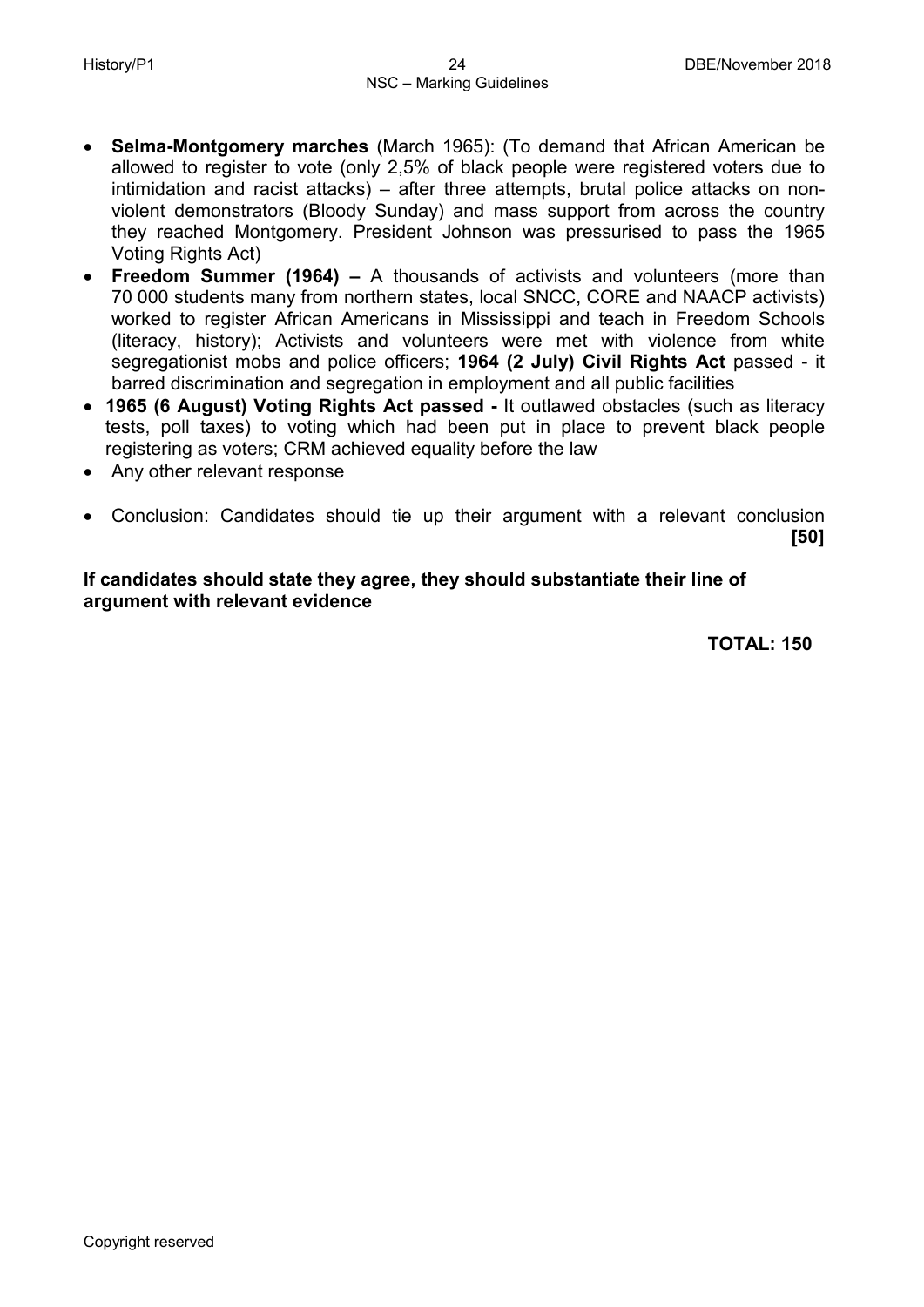- **Selma-Montgomery marches** (March 1965): (To demand that African American be allowed to register to vote (only 2,5% of black people were registered voters due to intimidation and racist attacks) – after three attempts, brutal police attacks on non-violent demonstrators (Bloody Sunday) and mass support from across the country they reached Montgomery. President Johnson was pressurised to pass the 1965 Voting Rights Act)
- **Freedom Summer (1964) –** A thousands of activists and volunteers (more than 70 000 students many from northern states, local SNCC, CORE and NAACP activists) worked to register African Americans in Mississippi and teach in Freedom Schools (literacy, history); Activists and volunteers were met with violence from white segregationist mobs and police officers; **1964 (2 July) Civil Rights Act** passed - it barred discrimination and segregation in employment and all public facilities
- **1965 (6 August) Voting Rights Act passed -** It outlawed obstacles (such as literacy tests, poll taxes) to voting which had been put in place to prevent black people registering as voters; CRM achieved equality before the law
- Any other relevant response
- Conclusion: Candidates should tie up their argument with a relevant conclusion **[50]**

**If candidates should state they agree, they should substantiate their line of argument with relevant evidence**

**TOTAL: 150**